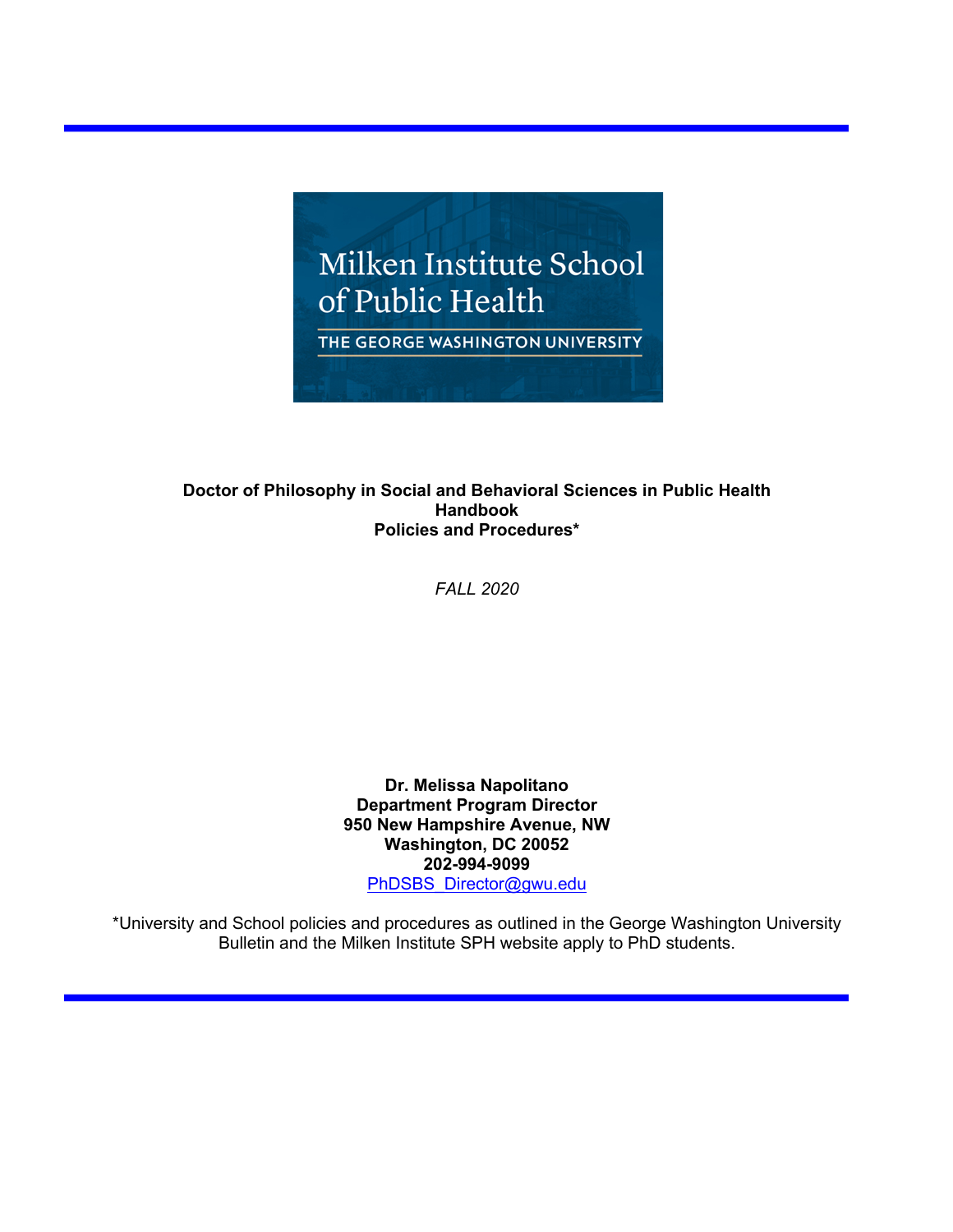Milken Institute School of Public Health

THE GEORGE WASHINGTON UNIVERSITY

**Doctor of Philosophy in Social and Behavioral Sciences in Public Health**
**Handbook**
**Policies and Procedures***

*FALL 2020*

**Dr. Melissa Napolitano**
**Department Program Director**
**950 New Hampshire Avenue, NW**
**Washington, DC 20052**
**202-994-9099**
PhDSBS_Director@gwu.edu

*University and School policies and procedures as outlined in the George Washington University Bulletin and the Milken Institute SPH website apply to PhD students.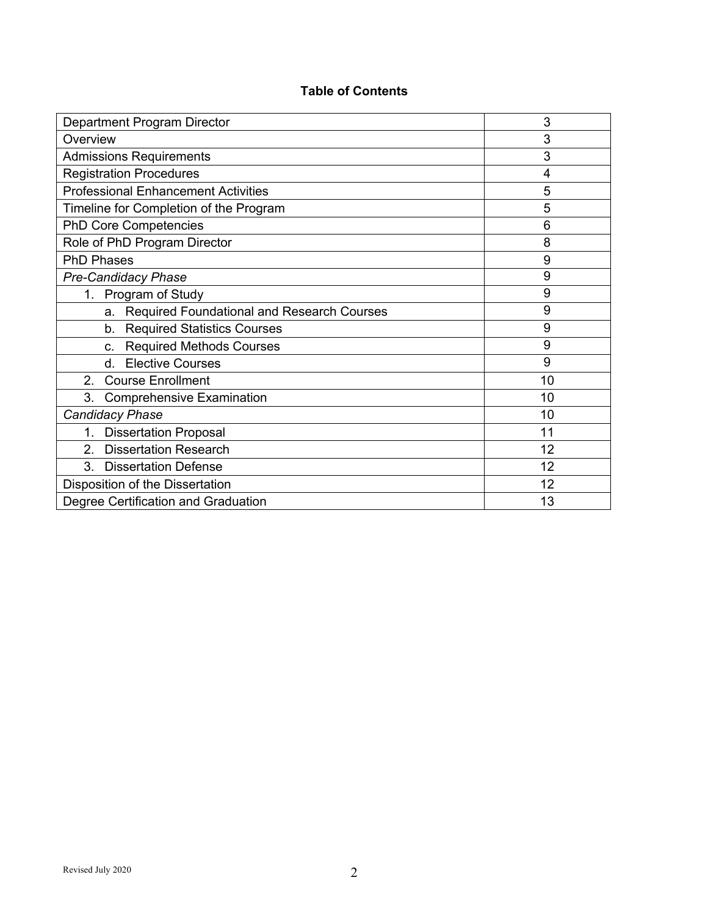**Table of Contents**

| | |
|---|---|
| Department Program Director | 3 |
| Overview | 3 |
| Admissions Requirements | 3 |
| Registration Procedures | 4 |
| Professional Enhancement Activities | 5 |
| Timeline for Completion of the Program | 5 |
| PhD Core Competencies | 6 |
| Role of PhD Program Director | 8 |
| PhD Phases | 9 |
| *Pre-Candidacy Phase* | 9 |
| 1. Program of Study | 9 |
| a. Required Foundational and Research Courses | 9 |
| b. Required Statistics Courses | 9 |
| c. Required Methods Courses | 9 |
| d. Elective Courses | 9 |
| 2. Course Enrollment | 10 |
| 3. Comprehensive Examination | 10 |
| *Candidacy Phase* | 10 |
| 1. Dissertation Proposal | 11 |
| 2. Dissertation Research | 12 |
| 3. Dissertation Defense | 12 |
| Disposition of the Dissertation | 12 |
| Degree Certification and Graduation | 13 |

Revised July 2020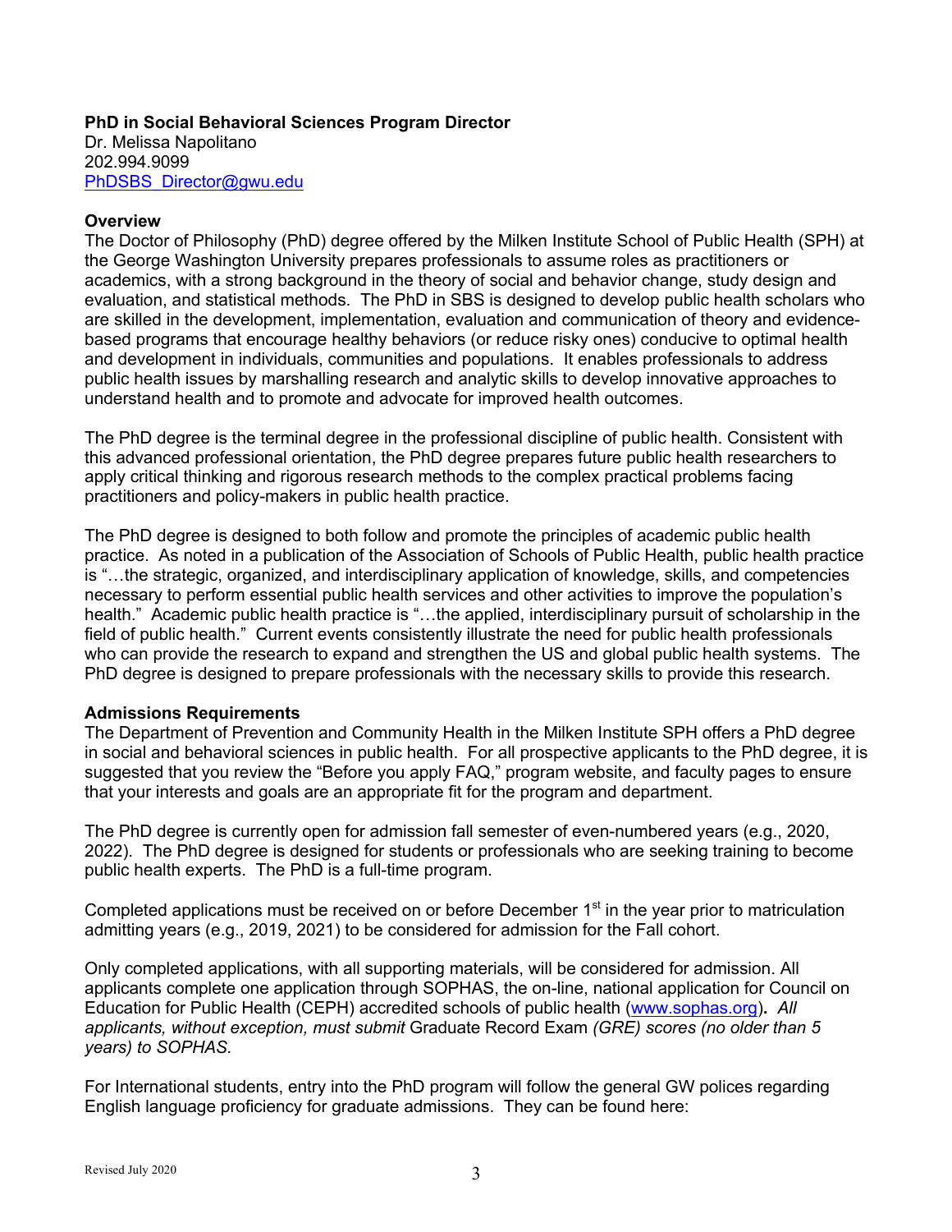**PhD in Social Behavioral Sciences Program Director**
Dr. Melissa Napolitano
202.994.9099
PhDSBS_Director@gwu.edu

**Overview**

The Doctor of Philosophy (PhD) degree offered by the Milken Institute School of Public Health (SPH) at the George Washington University prepares professionals to assume roles as practitioners or academics, with a strong background in the theory of social and behavior change, study design and evaluation, and statistical methods. The PhD in SBS is designed to develop public health scholars who are skilled in the development, implementation, evaluation and communication of theory and evidence-based programs that encourage healthy behaviors (or reduce risky ones) conducive to optimal health and development in individuals, communities and populations. It enables professionals to address public health issues by marshalling research and analytic skills to develop innovative approaches to understand health and to promote and advocate for improved health outcomes.

The PhD degree is the terminal degree in the professional discipline of public health. Consistent with this advanced professional orientation, the PhD degree prepares future public health researchers to apply critical thinking and rigorous research methods to the complex practical problems facing practitioners and policy-makers in public health practice.

The PhD degree is designed to both follow and promote the principles of academic public health practice. As noted in a publication of the Association of Schools of Public Health, public health practice is "…the strategic, organized, and interdisciplinary application of knowledge, skills, and competencies necessary to perform essential public health services and other activities to improve the population's health." Academic public health practice is "…the applied, interdisciplinary pursuit of scholarship in the field of public health." Current events consistently illustrate the need for public health professionals who can provide the research to expand and strengthen the US and global public health systems. The PhD degree is designed to prepare professionals with the necessary skills to provide this research.

**Admissions Requirements**

The Department of Prevention and Community Health in the Milken Institute SPH offers a PhD degree in social and behavioral sciences in public health. For all prospective applicants to the PhD degree, it is suggested that you review the "Before you apply FAQ," program website, and faculty pages to ensure that your interests and goals are an appropriate fit for the program and department.

The PhD degree is currently open for admission fall semester of even-numbered years (e.g., 2020, 2022). The PhD degree is designed for students or professionals who are seeking training to become public health experts. The PhD is a full-time program.

Completed applications must be received on or before December 1st in the year prior to matriculation admitting years (e.g., 2019, 2021) to be considered for admission for the Fall cohort.

Only completed applications, with all supporting materials, will be considered for admission. All applicants complete one application through SOPHAS, the on-line, national application for Council on Education for Public Health (CEPH) accredited schools of public health (www.sophas.org). *All applicants, without exception, must submit* Graduate Record Exam *(GRE) scores (no older than 5 years) to SOPHAS.*

For International students, entry into the PhD program will follow the general GW polices regarding English language proficiency for graduate admissions. They can be found here: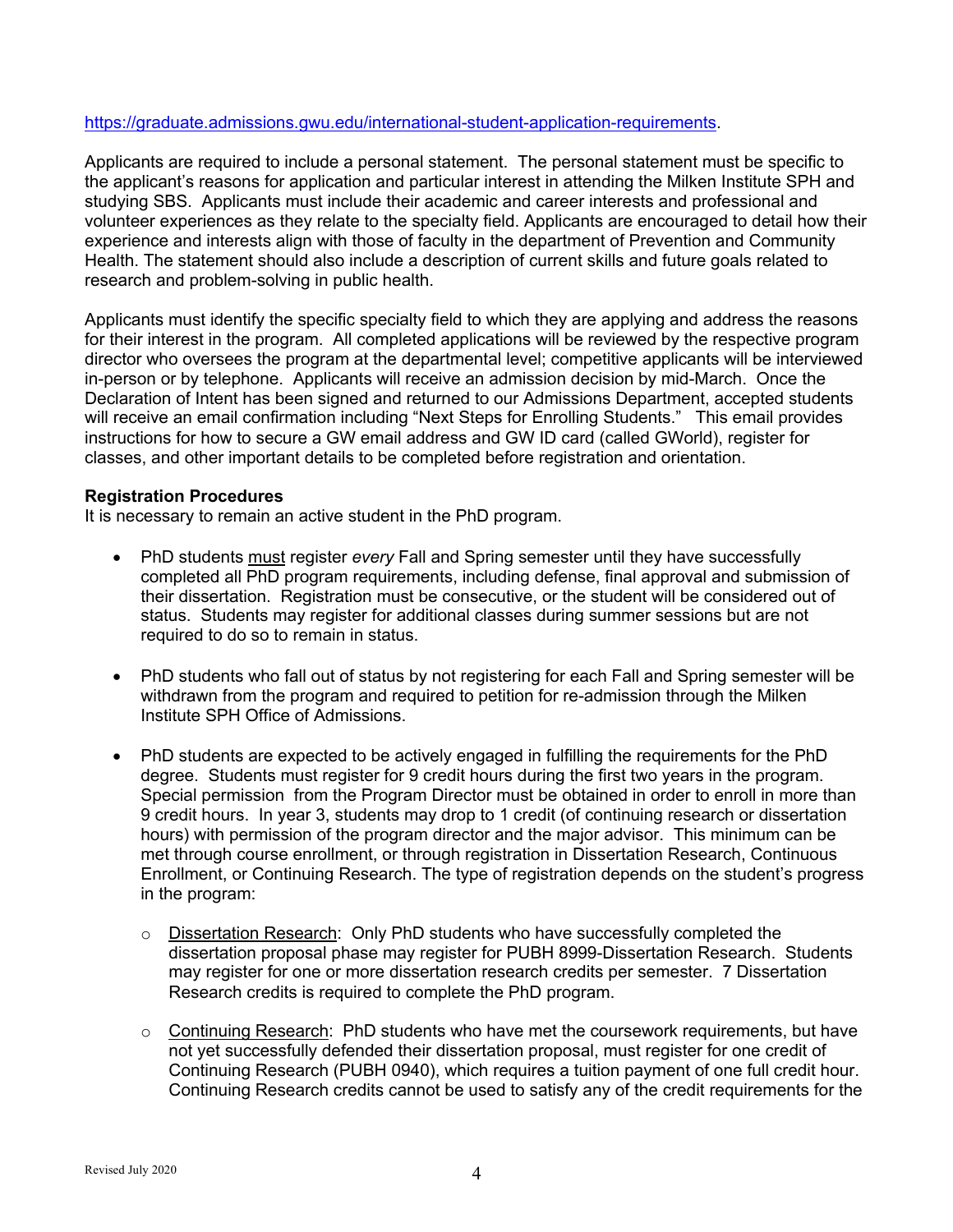https://graduate.admissions.gwu.edu/international-student-application-requirements.

Applicants are required to include a personal statement. The personal statement must be specific to the applicant's reasons for application and particular interest in attending the Milken Institute SPH and studying SBS. Applicants must include their academic and career interests and professional and volunteer experiences as they relate to the specialty field. Applicants are encouraged to detail how their experience and interests align with those of faculty in the department of Prevention and Community Health. The statement should also include a description of current skills and future goals related to research and problem-solving in public health.

Applicants must identify the specific specialty field to which they are applying and address the reasons for their interest in the program. All completed applications will be reviewed by the respective program director who oversees the program at the departmental level; competitive applicants will be interviewed in-person or by telephone. Applicants will receive an admission decision by mid-March. Once the Declaration of Intent has been signed and returned to our Admissions Department, accepted students will receive an email confirmation including "Next Steps for Enrolling Students." This email provides instructions for how to secure a GW email address and GW ID card (called GWorld), register for classes, and other important details to be completed before registration and orientation.

**Registration Procedures**

It is necessary to remain an active student in the PhD program.

- PhD students must register *every* Fall and Spring semester until they have successfully completed all PhD program requirements, including defense, final approval and submission of their dissertation. Registration must be consecutive, or the student will be considered out of status. Students may register for additional classes during summer sessions but are not required to do so to remain in status.

- PhD students who fall out of status by not registering for each Fall and Spring semester will be withdrawn from the program and required to petition for re-admission through the Milken Institute SPH Office of Admissions.

- PhD students are expected to be actively engaged in fulfilling the requirements for the PhD degree. Students must register for 9 credit hours during the first two years in the program. Special permission from the Program Director must be obtained in order to enroll in more than 9 credit hours. In year 3, students may drop to 1 credit (of continuing research or dissertation hours) with permission of the program director and the major advisor. This minimum can be met through course enrollment, or through registration in Dissertation Research, Continuous Enrollment, or Continuing Research. The type of registration depends on the student's progress in the program:

  - Dissertation Research: Only PhD students who have successfully completed the dissertation proposal phase may register for PUBH 8999-Dissertation Research. Students may register for one or more dissertation research credits per semester. 7 Dissertation Research credits is required to complete the PhD program.

  - Continuing Research: PhD students who have met the coursework requirements, but have not yet successfully defended their dissertation proposal, must register for one credit of Continuing Research (PUBH 0940), which requires a tuition payment of one full credit hour. Continuing Research credits cannot be used to satisfy any of the credit requirements for the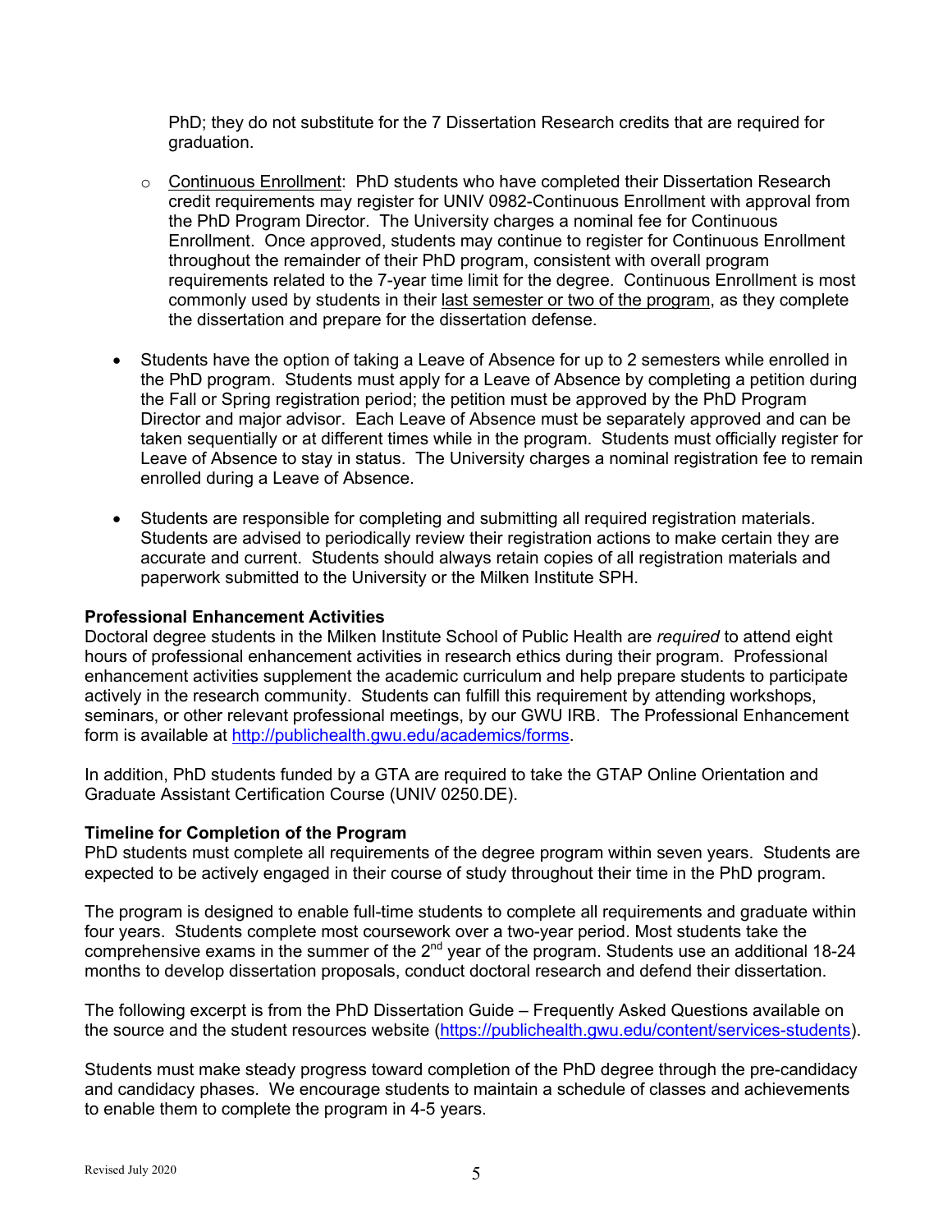PhD; they do not substitute for the 7 Dissertation Research credits that are required for graduation.

  - Continuous Enrollment: PhD students who have completed their Dissertation Research credit requirements may register for UNIV 0982-Continuous Enrollment with approval from the PhD Program Director. The University charges a nominal fee for Continuous Enrollment. Once approved, students may continue to register for Continuous Enrollment throughout the remainder of their PhD program, consistent with overall program requirements related to the 7-year time limit for the degree. Continuous Enrollment is most commonly used by students in their last semester or two of the program, as they complete the dissertation and prepare for the dissertation defense.

- Students have the option of taking a Leave of Absence for up to 2 semesters while enrolled in the PhD program. Students must apply for a Leave of Absence by completing a petition during the Fall or Spring registration period; the petition must be approved by the PhD Program Director and major advisor. Each Leave of Absence must be separately approved and can be taken sequentially or at different times while in the program. Students must officially register for Leave of Absence to stay in status. The University charges a nominal registration fee to remain enrolled during a Leave of Absence.

- Students are responsible for completing and submitting all required registration materials. Students are advised to periodically review their registration actions to make certain they are accurate and current. Students should always retain copies of all registration materials and paperwork submitted to the University or the Milken Institute SPH.

**Professional Enhancement Activities**

Doctoral degree students in the Milken Institute School of Public Health are *required* to attend eight hours of professional enhancement activities in research ethics during their program. Professional enhancement activities supplement the academic curriculum and help prepare students to participate actively in the research community. Students can fulfill this requirement by attending workshops, seminars, or other relevant professional meetings, by our GWU IRB. The Professional Enhancement form is available at http://publichealth.gwu.edu/academics/forms.

In addition, PhD students funded by a GTA are required to take the GTAP Online Orientation and Graduate Assistant Certification Course (UNIV 0250.DE).

**Timeline for Completion of the Program**

PhD students must complete all requirements of the degree program within seven years. Students are expected to be actively engaged in their course of study throughout their time in the PhD program.

The program is designed to enable full-time students to complete all requirements and graduate within four years. Students complete most coursework over a two-year period. Most students take the comprehensive exams in the summer of the 2nd year of the program. Students use an additional 18-24 months to develop dissertation proposals, conduct doctoral research and defend their dissertation.

The following excerpt is from the PhD Dissertation Guide – Frequently Asked Questions available on the source and the student resources website (https://publichealth.gwu.edu/content/services-students).

Students must make steady progress toward completion of the PhD degree through the pre-candidacy and candidacy phases. We encourage students to maintain a schedule of classes and achievements to enable them to complete the program in 4-5 years.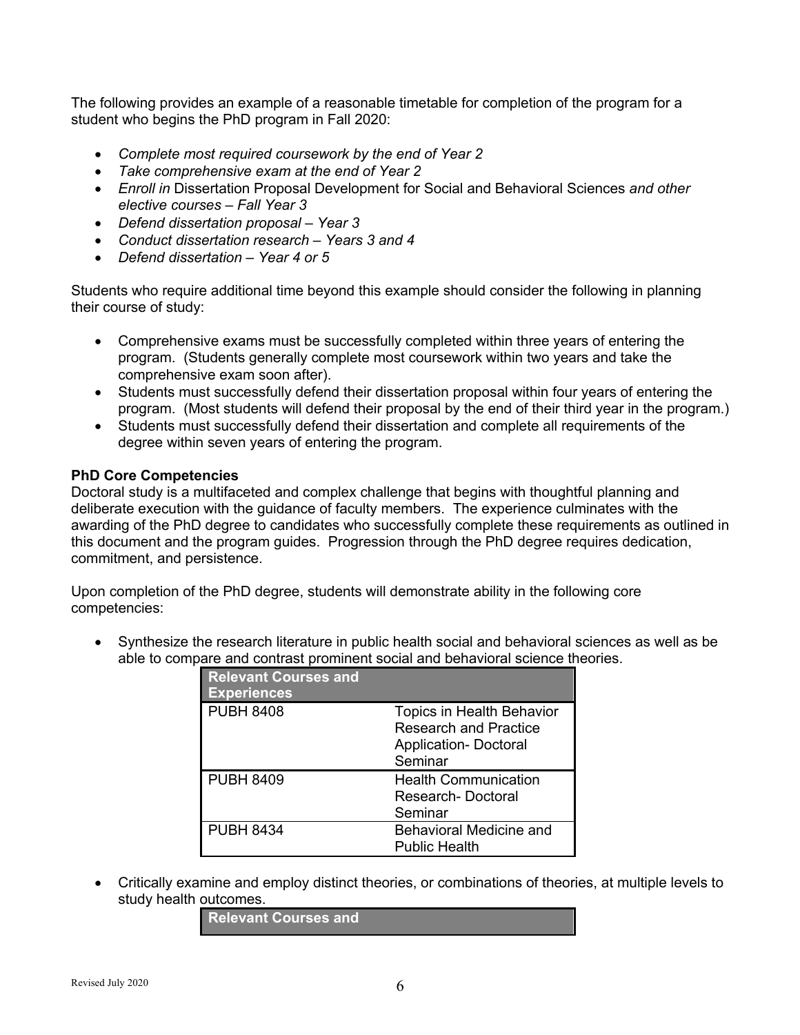The following provides an example of a reasonable timetable for completion of the program for a student who begins the PhD program in Fall 2020:

- *Complete most required coursework by the end of Year 2*
- *Take comprehensive exam at the end of Year 2*
- *Enroll in* Dissertation Proposal Development for Social and Behavioral Sciences *and other elective courses – Fall Year 3*
- *Defend dissertation proposal – Year 3*
- *Conduct dissertation research – Years 3 and 4*
- *Defend dissertation – Year 4 or 5*

Students who require additional time beyond this example should consider the following in planning their course of study:

- Comprehensive exams must be successfully completed within three years of entering the program. (Students generally complete most coursework within two years and take the comprehensive exam soon after).
- Students must successfully defend their dissertation proposal within four years of entering the program. (Most students will defend their proposal by the end of their third year in the program.)
- Students must successfully defend their dissertation and complete all requirements of the degree within seven years of entering the program.

**PhD Core Competencies**

Doctoral study is a multifaceted and complex challenge that begins with thoughtful planning and deliberate execution with the guidance of faculty members. The experience culminates with the awarding of the PhD degree to candidates who successfully complete these requirements as outlined in this document and the program guides. Progression through the PhD degree requires dedication, commitment, and persistence.

Upon completion of the PhD degree, students will demonstrate ability in the following core competencies:

- Synthesize the research literature in public health social and behavioral sciences as well as be able to compare and contrast prominent social and behavioral science theories.

| Relevant Courses and Experiences | |
|---|---|
| PUBH 8408 | Topics in Health Behavior Research and Practice Application- Doctoral Seminar |
| PUBH 8409 | Health Communication Research- Doctoral Seminar |
| PUBH 8434 | Behavioral Medicine and Public Health |

- Critically examine and employ distinct theories, or combinations of theories, at multiple levels to study health outcomes.

| Relevant Courses and | |
|---|---|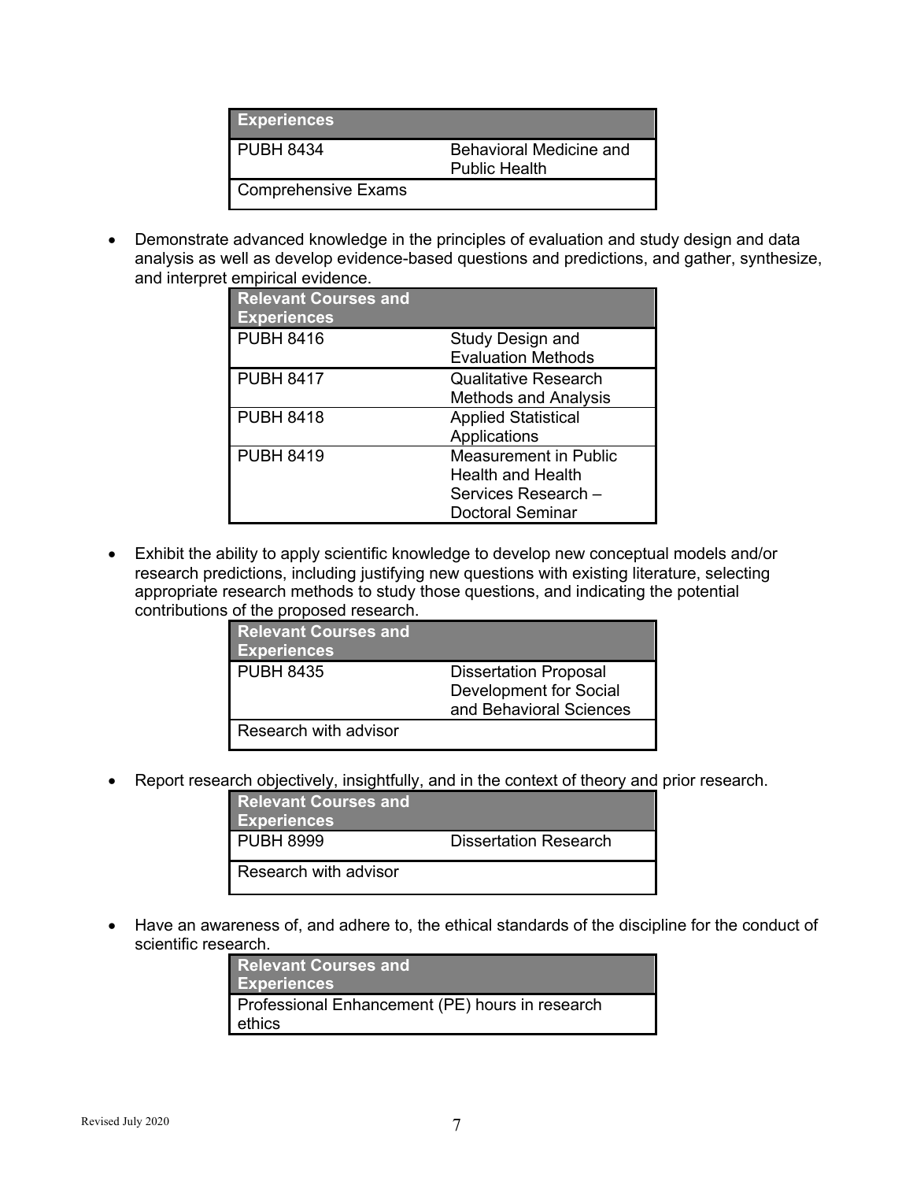| Experiences | |
|---|---|
| PUBH 8434 | Behavioral Medicine and Public Health |
| Comprehensive Exams | |

- Demonstrate advanced knowledge in the principles of evaluation and study design and data analysis as well as develop evidence-based questions and predictions, and gather, synthesize, and interpret empirical evidence.

| Relevant Courses and Experiences | |
|---|---|
| PUBH 8416 | Study Design and Evaluation Methods |
| PUBH 8417 | Qualitative Research Methods and Analysis |
| PUBH 8418 | Applied Statistical Applications |
| PUBH 8419 | Measurement in Public Health and Health Services Research – Doctoral Seminar |

- Exhibit the ability to apply scientific knowledge to develop new conceptual models and/or research predictions, including justifying new questions with existing literature, selecting appropriate research methods to study those questions, and indicating the potential contributions of the proposed research.

| Relevant Courses and Experiences | |
|---|---|
| PUBH 8435 | Dissertation Proposal Development for Social and Behavioral Sciences |
| Research with advisor | |

- Report research objectively, insightfully, and in the context of theory and prior research.

| Relevant Courses and Experiences | |
|---|---|
| PUBH 8999 | Dissertation Research |
| Research with advisor | |

- Have an awareness of, and adhere to, the ethical standards of the discipline for the conduct of scientific research.

| Relevant Courses and Experiences |
|---|
| Professional Enhancement (PE) hours in research ethics |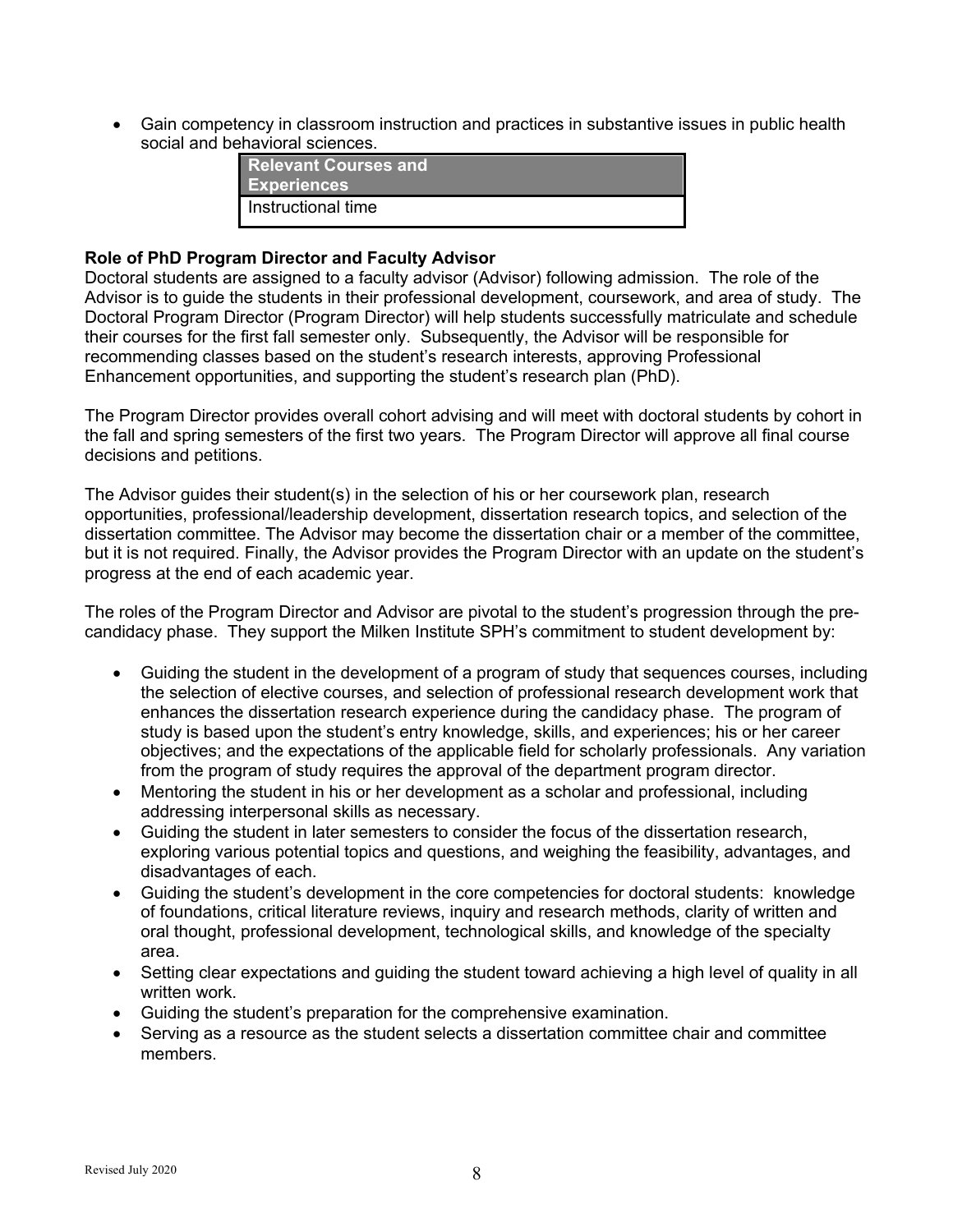- Gain competency in classroom instruction and practices in substantive issues in public health social and behavioral sciences.

| Relevant Courses and Experiences |
|---|
| Instructional time |

**Role of PhD Program Director and Faculty Advisor**

Doctoral students are assigned to a faculty advisor (Advisor) following admission. The role of the Advisor is to guide the students in their professional development, coursework, and area of study. The Doctoral Program Director (Program Director) will help students successfully matriculate and schedule their courses for the first fall semester only. Subsequently, the Advisor will be responsible for recommending classes based on the student's research interests, approving Professional Enhancement opportunities, and supporting the student's research plan (PhD).

The Program Director provides overall cohort advising and will meet with doctoral students by cohort in the fall and spring semesters of the first two years. The Program Director will approve all final course decisions and petitions.

The Advisor guides their student(s) in the selection of his or her coursework plan, research opportunities, professional/leadership development, dissertation research topics, and selection of the dissertation committee. The Advisor may become the dissertation chair or a member of the committee, but it is not required. Finally, the Advisor provides the Program Director with an update on the student's progress at the end of each academic year.

The roles of the Program Director and Advisor are pivotal to the student's progression through the pre-candidacy phase. They support the Milken Institute SPH's commitment to student development by:

- Guiding the student in the development of a program of study that sequences courses, including the selection of elective courses, and selection of professional research development work that enhances the dissertation research experience during the candidacy phase. The program of study is based upon the student's entry knowledge, skills, and experiences; his or her career objectives; and the expectations of the applicable field for scholarly professionals. Any variation from the program of study requires the approval of the department program director.
- Mentoring the student in his or her development as a scholar and professional, including addressing interpersonal skills as necessary.
- Guiding the student in later semesters to consider the focus of the dissertation research, exploring various potential topics and questions, and weighing the feasibility, advantages, and disadvantages of each.
- Guiding the student's development in the core competencies for doctoral students: knowledge of foundations, critical literature reviews, inquiry and research methods, clarity of written and oral thought, professional development, technological skills, and knowledge of the specialty area.
- Setting clear expectations and guiding the student toward achieving a high level of quality in all written work.
- Guiding the student's preparation for the comprehensive examination.
- Serving as a resource as the student selects a dissertation committee chair and committee members.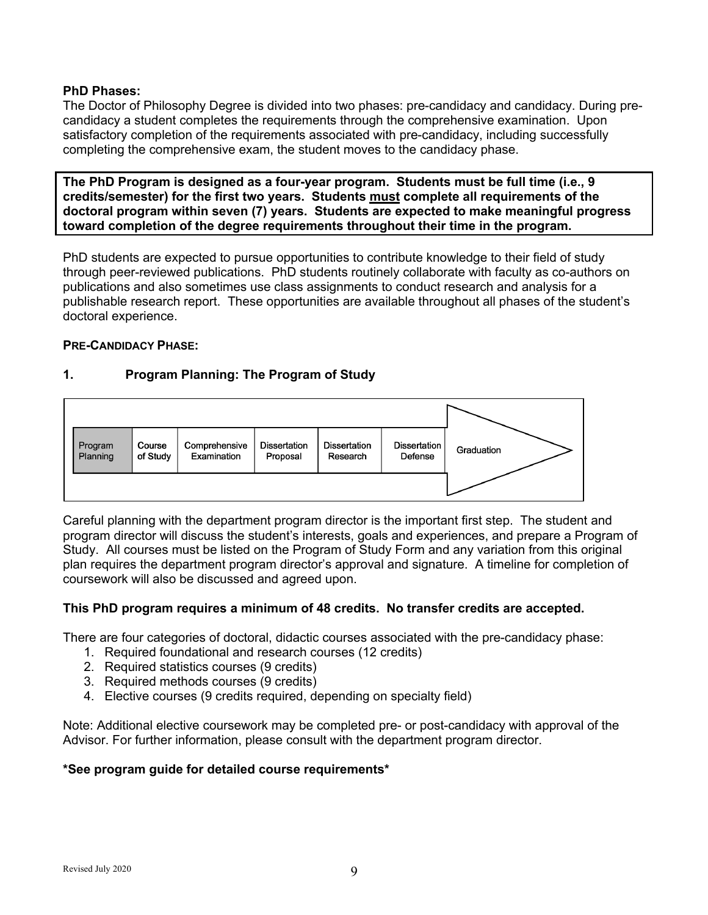**PhD Phases:**

The Doctor of Philosophy Degree is divided into two phases: pre-candidacy and candidacy. During pre-candidacy a student completes the requirements through the comprehensive examination. Upon satisfactory completion of the requirements associated with pre-candidacy, including successfully completing the comprehensive exam, the student moves to the candidacy phase.

**The PhD Program is designed as a four-year program. Students must be full time (i.e., 9 credits/semester) for the first two years. Students <u>must</u> complete all requirements of the doctoral program within seven (7) years. Students are expected to make meaningful progress toward completion of the degree requirements throughout their time in the program.**

PhD students are expected to pursue opportunities to contribute knowledge to their field of study through peer-reviewed publications. PhD students routinely collaborate with faculty as co-authors on publications and also sometimes use class assignments to conduct research and analysis for a publishable research report. These opportunities are available throughout all phases of the student's doctoral experience.

**PRE-CANDIDACY PHASE:**

## 1. Program Planning: The Program of Study

| Program Planning | Course of Study | Comprehensive Examination | Dissertation Proposal | Dissertation Research | Dissertation Defense | Graduation |
|---|---|---|---|---|---|---|

Careful planning with the department program director is the important first step. The student and program director will discuss the student's interests, goals and experiences, and prepare a Program of Study. All courses must be listed on the Program of Study Form and any variation from this original plan requires the department program director's approval and signature. A timeline for completion of coursework will also be discussed and agreed upon.

**This PhD program requires a minimum of 48 credits. No transfer credits are accepted.**

There are four categories of doctoral, didactic courses associated with the pre-candidacy phase:

1. Required foundational and research courses (12 credits)
2. Required statistics courses (9 credits)
3. Required methods courses (9 credits)
4. Elective courses (9 credits required, depending on specialty field)

Note: Additional elective coursework may be completed pre- or post-candidacy with approval of the Advisor. For further information, please consult with the department program director.

**\*See program guide for detailed course requirements\***

Revised July 2020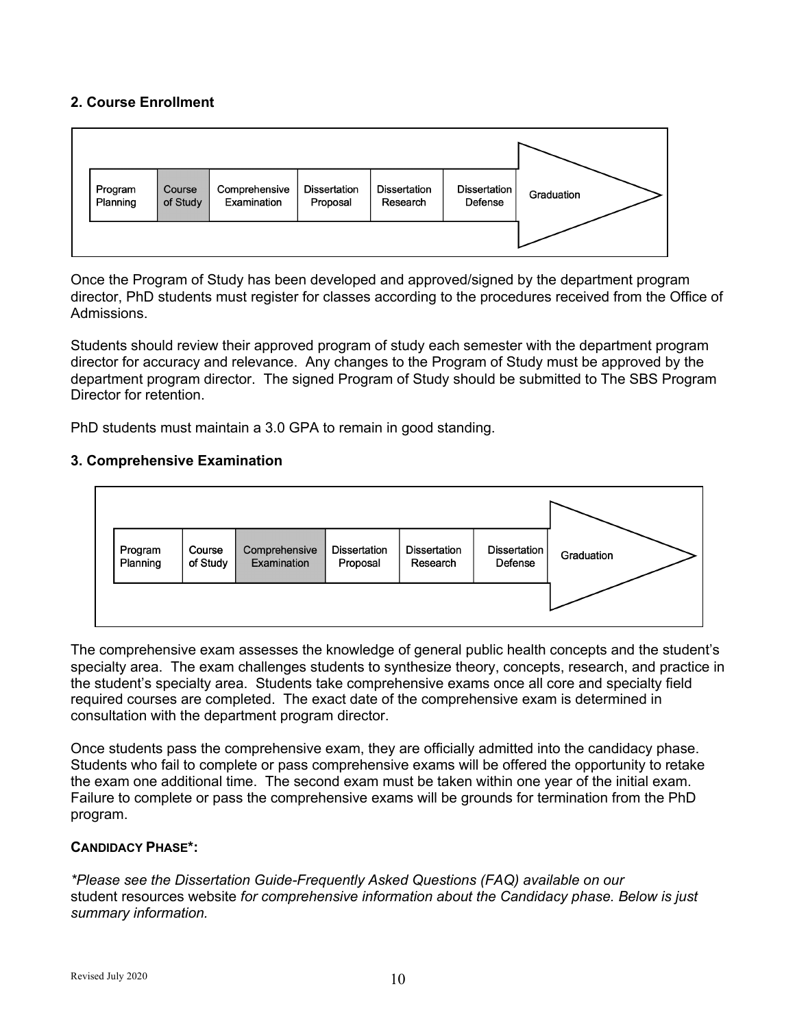### 2. Course Enrollment

| Program Planning | Course of Study | Comprehensive Examination | Dissertation Proposal | Dissertation Research | Dissertation Defense | Graduation |
|---|---|---|---|---|---|---|

Once the Program of Study has been developed and approved/signed by the department program director, PhD students must register for classes according to the procedures received from the Office of Admissions.

Students should review their approved program of study each semester with the department program director for accuracy and relevance. Any changes to the Program of Study must be approved by the department program director. The signed Program of Study should be submitted to The SBS Program Director for retention.

PhD students must maintain a 3.0 GPA to remain in good standing.

### 3. Comprehensive Examination

| Program Planning | Course of Study | Comprehensive Examination | Dissertation Proposal | Dissertation Research | Dissertation Defense | Graduation |
|---|---|---|---|---|---|---|

The comprehensive exam assesses the knowledge of general public health concepts and the student's specialty area. The exam challenges students to synthesize theory, concepts, research, and practice in the student's specialty area. Students take comprehensive exams once all core and specialty field required courses are completed. The exact date of the comprehensive exam is determined in consultation with the department program director.

Once students pass the comprehensive exam, they are officially admitted into the candidacy phase. Students who fail to complete or pass comprehensive exams will be offered the opportunity to retake the exam one additional time. The second exam must be taken within one year of the initial exam. Failure to complete or pass the comprehensive exams will be grounds for termination from the PhD program.

**CANDIDACY PHASE*:**

*\*Please see the Dissertation Guide-Frequently Asked Questions (FAQ) available on our* student resources website *for comprehensive information about the Candidacy phase. Below is just summary information.*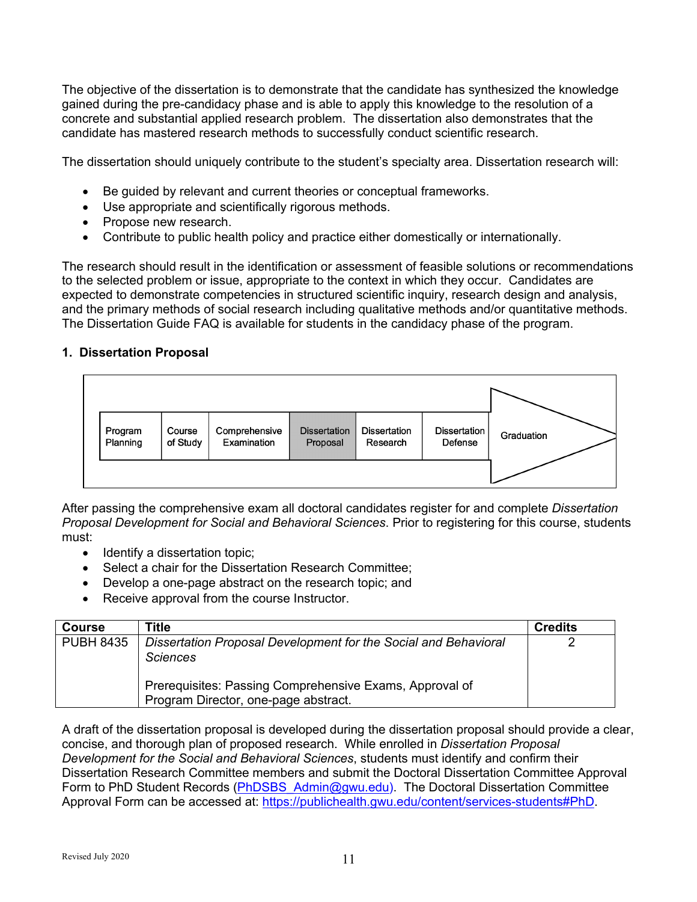The objective of the dissertation is to demonstrate that the candidate has synthesized the knowledge gained during the pre-candidacy phase and is able to apply this knowledge to the resolution of a concrete and substantial applied research problem. The dissertation also demonstrates that the candidate has mastered research methods to successfully conduct scientific research.

The dissertation should uniquely contribute to the student's specialty area. Dissertation research will:

- Be guided by relevant and current theories or conceptual frameworks.
- Use appropriate and scientifically rigorous methods.
- Propose new research.
- Contribute to public health policy and practice either domestically or internationally.

The research should result in the identification or assessment of feasible solutions or recommendations to the selected problem or issue, appropriate to the context in which they occur. Candidates are expected to demonstrate competencies in structured scientific inquiry, research design and analysis, and the primary methods of social research including qualitative methods and/or quantitative methods. The Dissertation Guide FAQ is available for students in the candidacy phase of the program.

### 1. Dissertation Proposal

| Program Planning | Course of Study | Comprehensive Examination | Dissertation Proposal | Dissertation Research | Dissertation Defense | Graduation |
|---|---|---|---|---|---|---|

After passing the comprehensive exam all doctoral candidates register for and complete *Dissertation Proposal Development for Social and Behavioral Sciences*. Prior to registering for this course, students must:

- Identify a dissertation topic;
- Select a chair for the Dissertation Research Committee;
- Develop a one-page abstract on the research topic; and
- Receive approval from the course Instructor.

| Course | Title | Credits |
|---|---|---|
| PUBH 8435 | *Dissertation Proposal Development for the Social and Behavioral Sciences*<br><br>Prerequisites: Passing Comprehensive Exams, Approval of Program Director, one-page abstract. | 2 |

A draft of the dissertation proposal is developed during the dissertation proposal should provide a clear, concise, and thorough plan of proposed research. While enrolled in *Dissertation Proposal Development for the Social and Behavioral Sciences*, students must identify and confirm their Dissertation Research Committee members and submit the Doctoral Dissertation Committee Approval Form to PhD Student Records (PhDSBS_Admin@gwu.edu). The Doctoral Dissertation Committee Approval Form can be accessed at: https://publichealth.gwu.edu/content/services-students#PhD.

Revised July 2020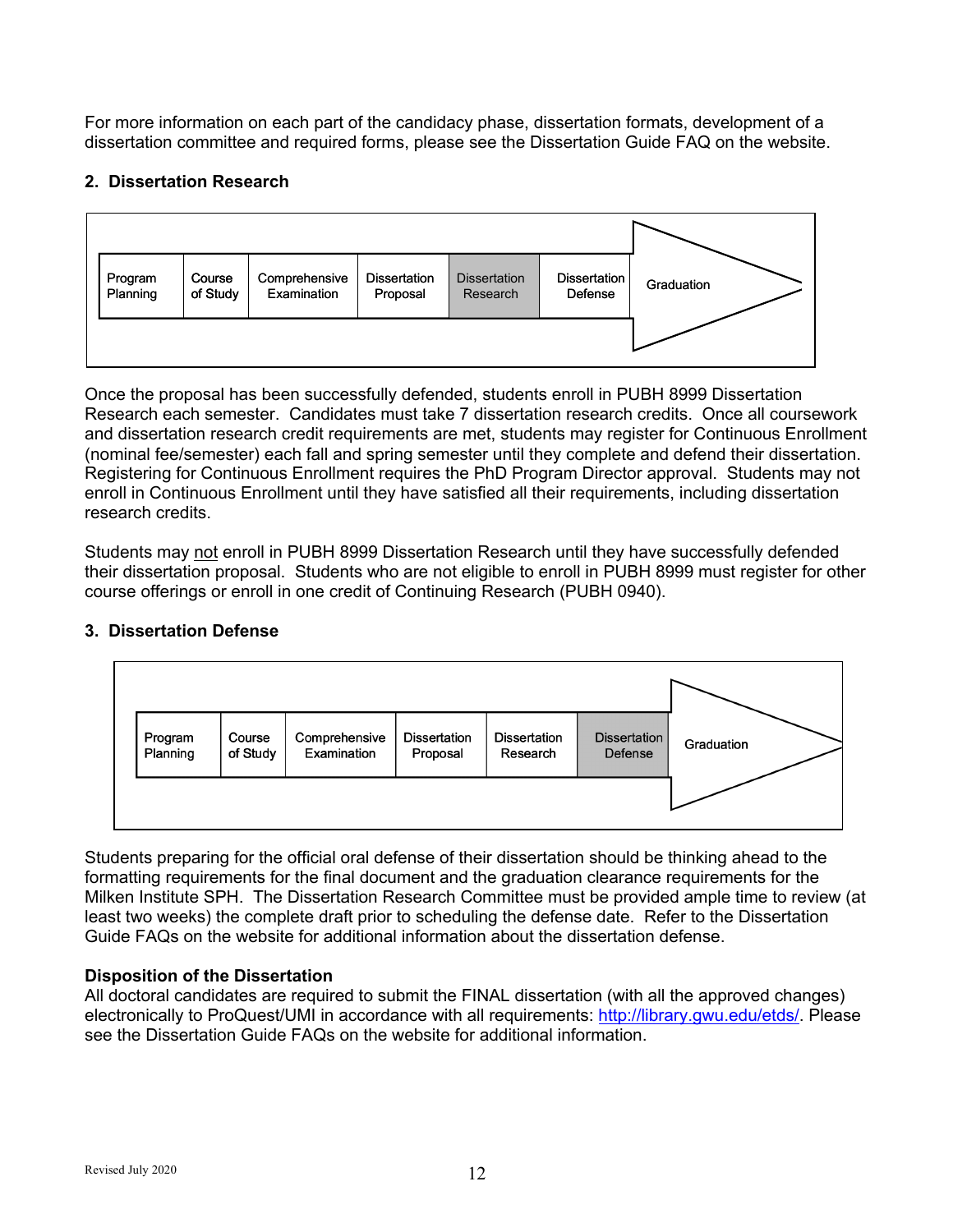For more information on each part of the candidacy phase, dissertation formats, development of a dissertation committee and required forms, please see the Dissertation Guide FAQ on the website.

**2. Dissertation Research**

| Program Planning | Course of Study | Comprehensive Examination | Dissertation Proposal | **Dissertation Research** | Dissertation Defense | Graduation |
|---|---|---|---|---|---|---|

Once the proposal has been successfully defended, students enroll in PUBH 8999 Dissertation Research each semester. Candidates must take 7 dissertation research credits. Once all coursework and dissertation research credit requirements are met, students may register for Continuous Enrollment (nominal fee/semester) each fall and spring semester until they complete and defend their dissertation. Registering for Continuous Enrollment requires the PhD Program Director approval. Students may not enroll in Continuous Enrollment until they have satisfied all their requirements, including dissertation research credits.

Students may not enroll in PUBH 8999 Dissertation Research until they have successfully defended their dissertation proposal. Students who are not eligible to enroll in PUBH 8999 must register for other course offerings or enroll in one credit of Continuing Research (PUBH 0940).

**3. Dissertation Defense**

| Program Planning | Course of Study | Comprehensive Examination | Dissertation Proposal | Dissertation Research | **Dissertation Defense** | Graduation |
|---|---|---|---|---|---|---|

Students preparing for the official oral defense of their dissertation should be thinking ahead to the formatting requirements for the final document and the graduation clearance requirements for the Milken Institute SPH. The Dissertation Research Committee must be provided ample time to review (at least two weeks) the complete draft prior to scheduling the defense date. Refer to the Dissertation Guide FAQs on the website for additional information about the dissertation defense.

**Disposition of the Dissertation**

All doctoral candidates are required to submit the FINAL dissertation (with all the approved changes) electronically to ProQuest/UMI in accordance with all requirements: http://library.gwu.edu/etds/. Please see the Dissertation Guide FAQs on the website for additional information.

Revised July 2020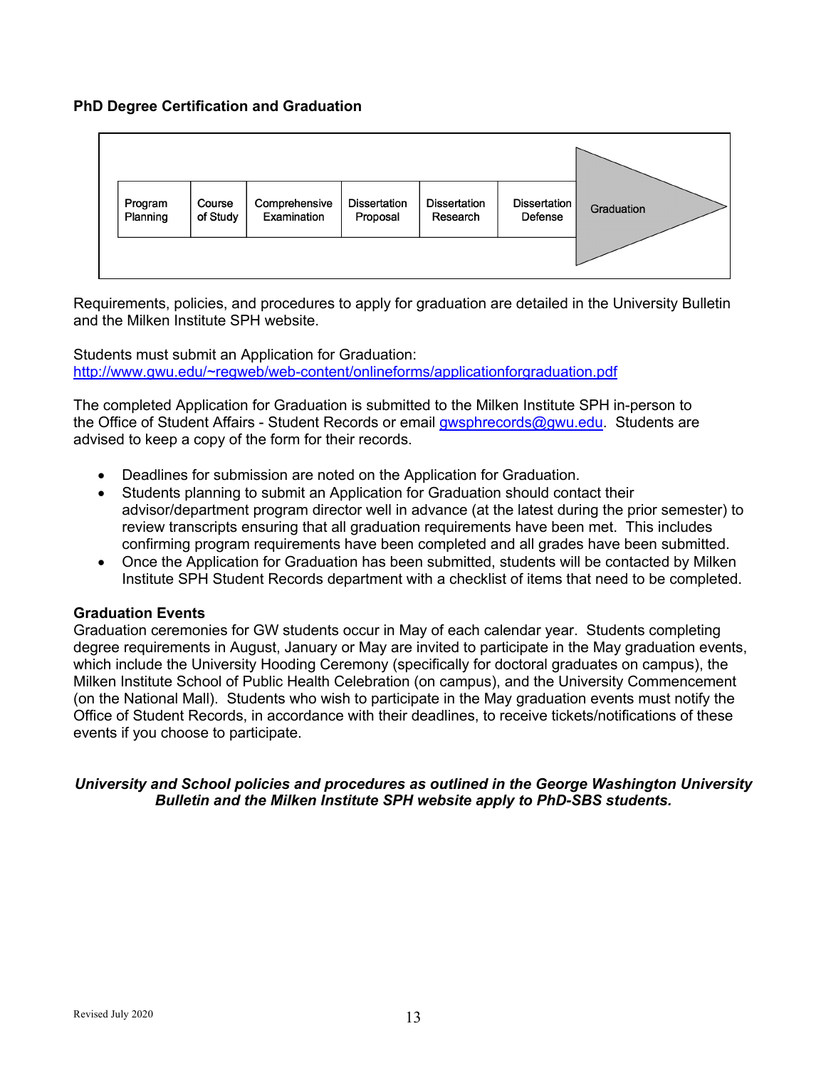**PhD Degree Certification and Graduation**

Program Planning → Course of Study → Comprehensive Examination → Dissertation Proposal → Dissertation Research → Dissertation Defense → Graduation

Requirements, policies, and procedures to apply for graduation are detailed in the University Bulletin and the Milken Institute SPH website.

Students must submit an Application for Graduation:
http://www.gwu.edu/~regweb/web-content/onlineforms/applicationforgraduation.pdf

The completed Application for Graduation is submitted to the Milken Institute SPH in-person to the Office of Student Affairs - Student Records or email gwsphrecords@gwu.edu. Students are advised to keep a copy of the form for their records.

- Deadlines for submission are noted on the Application for Graduation.
- Students planning to submit an Application for Graduation should contact their advisor/department program director well in advance (at the latest during the prior semester) to review transcripts ensuring that all graduation requirements have been met. This includes confirming program requirements have been completed and all grades have been submitted.
- Once the Application for Graduation has been submitted, students will be contacted by Milken Institute SPH Student Records department with a checklist of items that need to be completed.

**Graduation Events**

Graduation ceremonies for GW students occur in May of each calendar year. Students completing degree requirements in August, January or May are invited to participate in the May graduation events, which include the University Hooding Ceremony (specifically for doctoral graduates on campus), the Milken Institute School of Public Health Celebration (on campus), and the University Commencement (on the National Mall). Students who wish to participate in the May graduation events must notify the Office of Student Records, in accordance with their deadlines, to receive tickets/notifications of these events if you choose to participate.

***University and School policies and procedures as outlined in the George Washington University Bulletin and the Milken Institute SPH website apply to PhD-SBS students.***

Revised July 2020